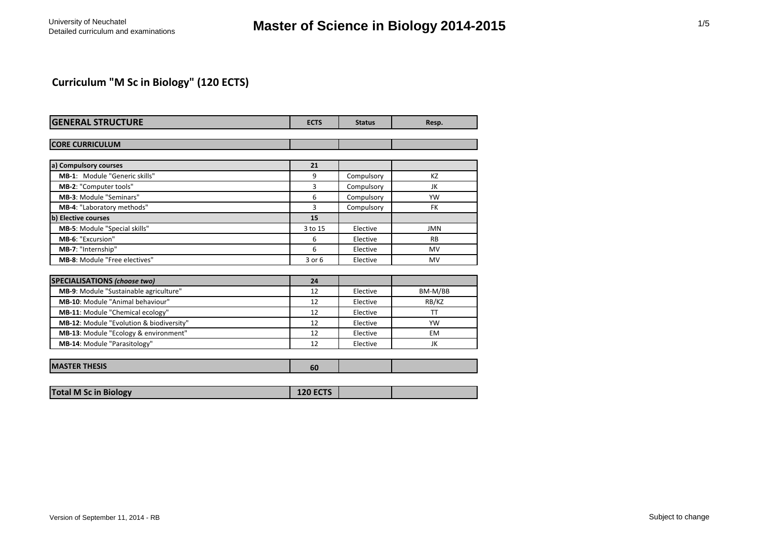University of Neuchatel
Detailed curriculum and examinations

# Master of Science in Biology 2014-2015

## Curriculum "M Sc in Biology" (120 ECTS)

| GENERAL STRUCTURE | ECTS | Status | Resp. |
|---|---|---|---|
| **CORE CURRICULUM** | | | |
| **a) Compulsory courses** | **21** | | |
| **MB-1**: Module "Generic skills" | 9 | Compulsory | KZ |
| **MB-2**: "Computer tools" | 3 | Compulsory | JK |
| **MB-3**: Module "Seminars" | 6 | Compulsory | YW |
| **MB-4**: "Laboratory methods" | 3 | Compulsory | FK |
| **b) Elective courses** | **15** | | |
| **MB-5**: Module "Special skills" | 3 to 15 | Elective | JMN |
| **MB-6**: "Excursion" | 6 | Elective | RB |
| **MB-7**: "Internship" | 6 | Elective | MV |
| **MB-8**: Module "Free electives" | 3 or 6 | Elective | MV |
| **SPECIALISATIONS** ***(choose two)*** | **24** | | |
| **MB-9**: Module "Sustainable agriculture" | 12 | Elective | BM-M/BB |
| **MB-10**: Module "Animal behaviour" | 12 | Elective | RB/KZ |
| **MB-11**: Module "Chemical ecology" | 12 | Elective | TT |
| **MB-12**: Module "Evolution & biodiversity" | 12 | Elective | YW |
| **MB-13**: Module "Ecology & environment" | 12 | Elective | EM |
| **MB-14**: Module "Parasitology" | 12 | Elective | JK |
| **MASTER THESIS** | **60** | | |
| **Total M Sc in Biology** | **120 ECTS** | | |

Version of September 11, 2014 - RB

Subject to change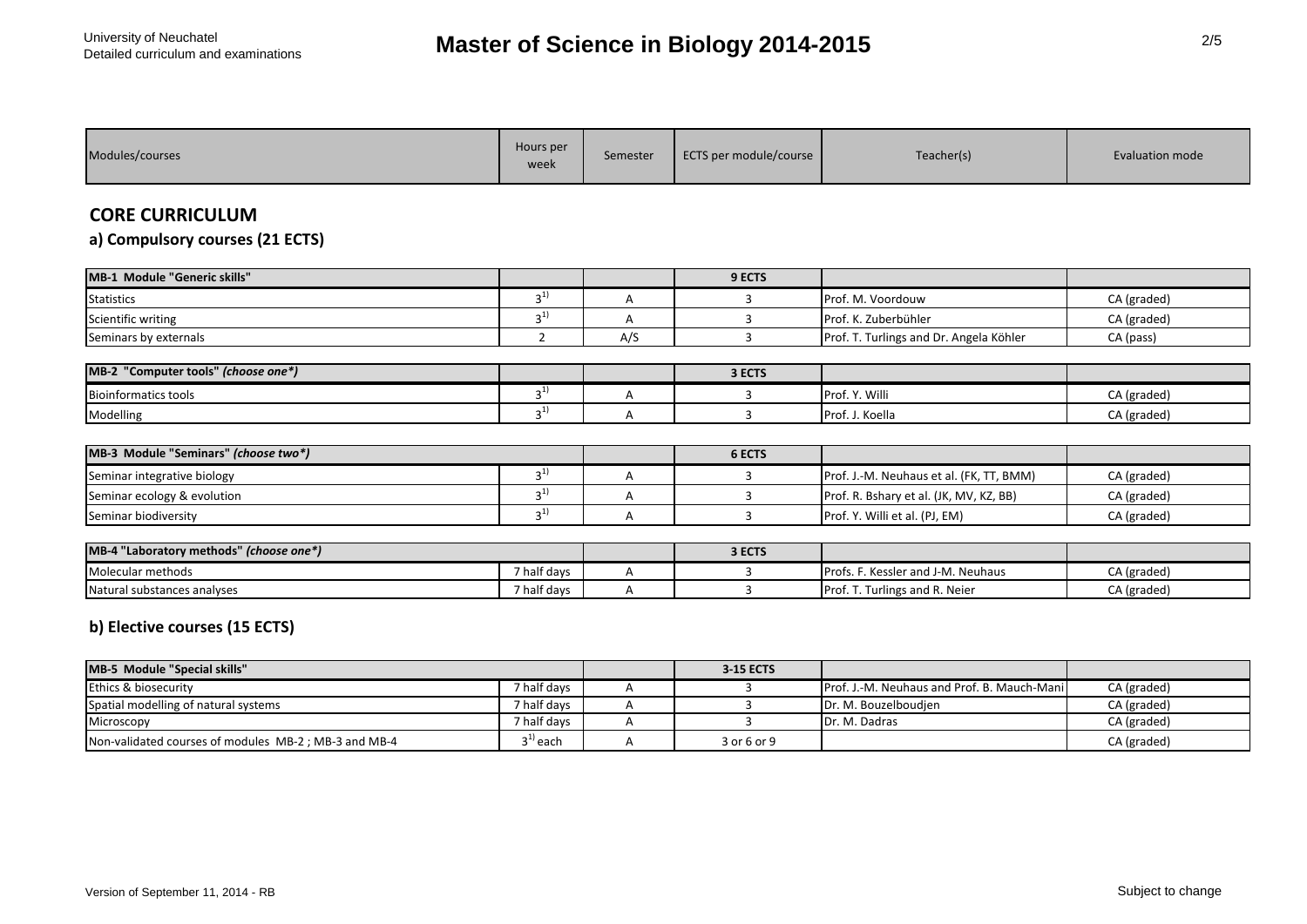| Modules/courses | Hours per week | Semester | ECTS per module/course | Teacher(s) | Evaluation mode |
|---|---|---|---|---|---|

## CORE CURRICULUM

### a) Compulsory courses (21 ECTS)

| Modules/courses | Hours per week | Semester | ECTS per module/course | Teacher(s) | Evaluation mode |
|---|---|---|---|---|---|
| **MB-1 Module "Generic skills"** | | | **9 ECTS** | | |
| Statistics | 3[1)] | A | 3 | Prof. M. Voordouw | CA (graded) |
| Scientific writing | 3[1)] | A | 3 | Prof. K. Zuberbühler | CA (graded) |
| Seminars by externals | 2 | A/S | 3 | Prof. T. Turlings and Dr. Angela Köhler | CA (pass) |

| Modules/courses | Hours per week | Semester | ECTS per module/course | Teacher(s) | Evaluation mode |
|---|---|---|---|---|---|
| **MB-2 "Computer tools"** ***(choose one*)*** | | | **3 ECTS** | | |
| Bioinformatics tools | 3[1)] | A | 3 | Prof. Y. Willi | CA (graded) |
| Modelling | 3[1)] | A | 3 | Prof. J. Koella | CA (graded) |

| Modules/courses | Hours per week | Semester | ECTS per module/course | Teacher(s) | Evaluation mode |
|---|---|---|---|---|---|
| **MB-3 Module "Seminars"** ***(choose two*)*** | | | **6 ECTS** | | |
| Seminar integrative biology | 3[1)] | A | 3 | Prof. J.-M. Neuhaus et al. (FK, TT, BMM) | CA (graded) |
| Seminar ecology & evolution | 3[1)] | A | 3 | Prof. R. Bshary et al. (JK, MV, KZ, BB) | CA (graded) |
| Seminar biodiversity | 3[1)] | A | 3 | Prof. Y. Willi et al. (PJ, EM) | CA (graded) |

| Modules/courses | Hours per week | Semester | ECTS per module/course | Teacher(s) | Evaluation mode |
|---|---|---|---|---|---|
| **MB-4 "Laboratory methods"** ***(choose one*)*** | | | **3 ECTS** | | |
| Molecular methods | 7 half days | A | 3 | Profs. F. Kessler and J-M. Neuhaus | CA (graded) |
| Natural substances analyses | 7 half days | A | 3 | Prof. T. Turlings and R. Neier | CA (graded) |

### b) Elective courses (15 ECTS)

| Modules/courses | Hours per week | Semester | ECTS per module/course | Teacher(s) | Evaluation mode |
|---|---|---|---|---|---|
| **MB-5 Module "Special skills"** | | | **3-15 ECTS** | | |
| Ethics & biosecurity | 7 half days | A | 3 | Prof. J.-M. Neuhaus and Prof. B. Mauch-Mani | CA (graded) |
| Spatial modelling of natural systems | 7 half days | A | 3 | Dr. M. Bouzelboudjen | CA (graded) |
| Microscopy | 7 half days | A | 3 | Dr. M. Dadras | CA (graded) |
| Non-validated courses of modules MB-2 ; MB-3 and MB-4 | 3[1)] each | A | 3 or 6 or 9 | | CA (graded) |

Version of September 11, 2014 - RB

Subject to change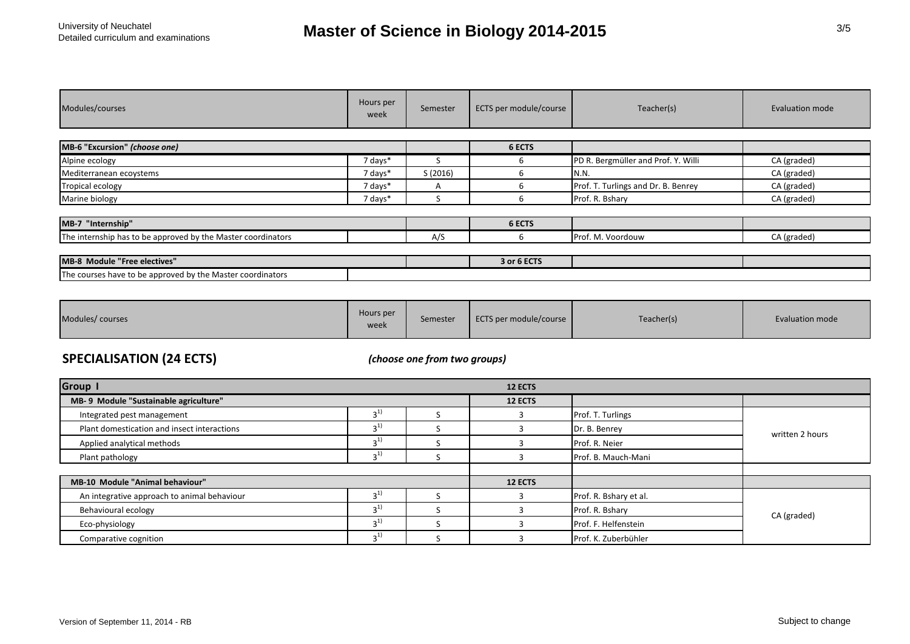| Modules/courses | Hours per week | Semester | ECTS per module/course | Teacher(s) | Evaluation mode |
|---|---|---|---|---|---|
| **MB-6 "Excursion"** ***(choose one)*** | | | **6 ECTS** | | |
| Alpine ecology | 7 days* | S | 6 | PD R. Bergmüller and Prof. Y. Willi | CA (graded) |
| Mediterranean ecoystems | 7 days* | S (2016) | 6 | N.N. | CA (graded) |
| Tropical ecology | 7 days* | A | 6 | Prof. T. Turlings and Dr. B. Benrey | CA (graded) |
| Marine biology | 7 days* | S | 6 | Prof. R. Bshary | CA (graded) |
| **MB-7 "Internship"** | | | **6 ECTS** | | |
| The internship has to be approved by the Master coordinators | | A/S | 6 | Prof. M. Voordouw | CA (graded) |
| **MB-8 Module "Free electives"** | | | **3 or 6 ECTS** | | |
| The courses have to be approved by the Master coordinators | | | | | |

| Modules/ courses | Hours per week | Semester | ECTS per module/course | Teacher(s) | Evaluation mode |
|---|---|---|---|---|---|

## SPECIALISATION (24 ECTS)

***(choose one from two groups)***

| Group I | | | 12 ECTS | | |
|---|---|---|---|---|---|
| **MB- 9 Module "Sustainable agriculture"** | | | **12 ECTS** | | |
| Integrated pest management | 3 [1)] | S | 3 | Prof. T. Turlings | written 2 hours |
| Plant domestication and insect interactions | 3 [1)] | S | 3 | Dr. B. Benrey | written 2 hours |
| Applied analytical methods | 3 [1)] | S | 3 | Prof. R. Neier | written 2 hours |
| Plant pathology | 3 [1)] | S | 3 | Prof. B. Mauch-Mani | written 2 hours |
| **MB-10 Module "Animal behaviour"** | | | **12 ECTS** | | |
| An integrative approach to animal behaviour | 3 [1)] | S | 3 | Prof. R. Bshary et al. | CA (graded) |
| Behavioural ecology | 3 [1)] | S | 3 | Prof. R. Bshary | CA (graded) |
| Eco-physiology | 3 [1)] | S | 3 | Prof. F. Helfenstein | CA (graded) |
| Comparative cognition | 3 [1)] | S | 3 | Prof. K. Zuberbühler | CA (graded) |

Version of September 11, 2014 - RB

Subject to change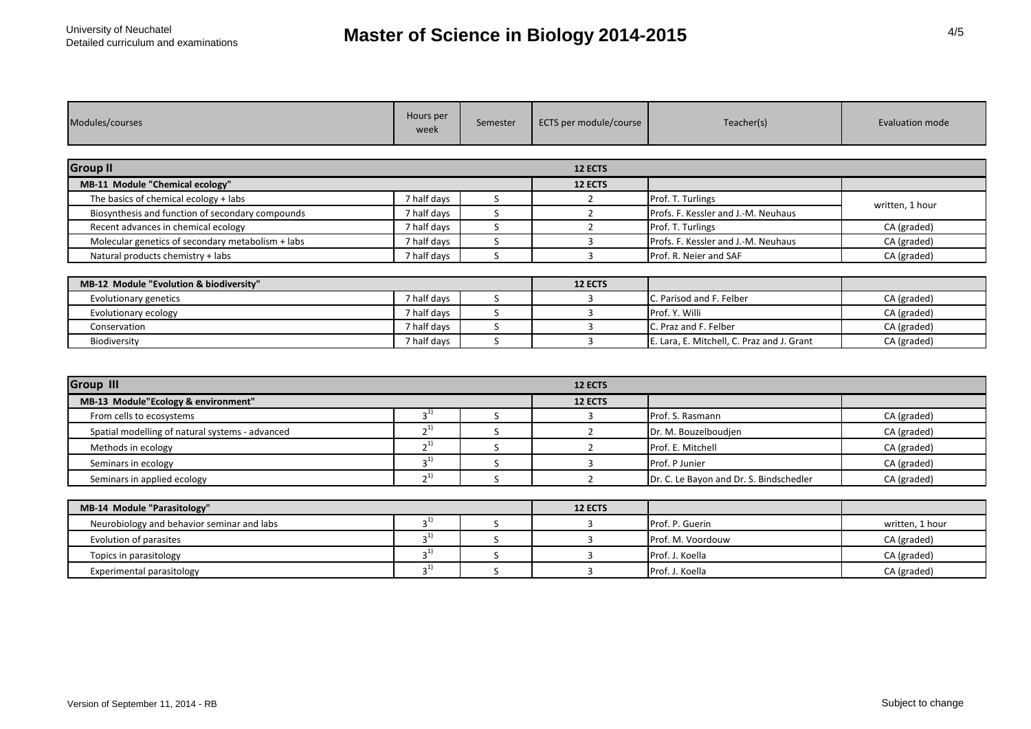# Master of Science in Biology 2014-2015

University of Neuchatel
Detailed curriculum and examinations

| Modules/courses | Hours per week | Semester | ECTS per module/course | Teacher(s) | Evaluation mode |
|---|---|---|---|---|---|
| **Group II** | | | **12 ECTS** | | |
| **MB-11 Module "Chemical ecology"** | | | **12 ECTS** | | |
| The basics of chemical ecology + labs | 7 half days | S | 2 | Prof. T. Turlings | written, 1 hour |
| Biosynthesis and function of secondary compounds | 7 half days | S | 2 | Profs. F. Kessler and J.-M. Neuhaus | |
| Recent advances in chemical ecology | 7 half days | S | 2 | Prof. T. Turlings | CA (graded) |
| Molecular genetics of secondary metabolism + labs | 7 half days | S | 3 | Profs. F. Kessler and J.-M. Neuhaus | CA (graded) |
| Natural products chemistry + labs | 7 half days | S | 3 | Prof. R. Neier and SAF | CA (graded) |
| **MB-12 Module "Evolution & biodiversity"** | | | **12 ECTS** | | |
| Evolutionary genetics | 7 half days | S | 3 | C. Parisod and F. Felber | CA (graded) |
| Evolutionary ecology | 7 half days | S | 3 | Prof. Y. Willi | CA (graded) |
| Conservation | 7 half days | S | 3 | C. Praz and F. Felber | CA (graded) |
| Biodiversity | 7 half days | S | 3 | E. Lara, E. Mitchell, C. Praz and J. Grant | CA (graded) |
| **Group III** | | | **12 ECTS** | | |
| **MB-13 Module"Ecology & environment"** | | | **12 ECTS** | | |
| From cells to ecosystems | 3[1)] | S | 3 | Prof. S. Rasmann | CA (graded) |
| Spatial modelling of natural systems - advanced | 2[1)] | S | 2 | Dr. M. Bouzelboudjen | CA (graded) |
| Methods in ecology | 2[1)] | S | 2 | Prof. E. Mitchell | CA (graded) |
| Seminars in ecology | 3[1)] | S | 3 | Prof. P Junier | CA (graded) |
| Seminars in applied ecology | 2[1)] | S | 2 | Dr. C. Le Bayon and Dr. S. Bindschedler | CA (graded) |
| **MB-14 Module "Parasitology"** | | | **12 ECTS** | | |
| Neurobiology and behavior seminar and labs | 3[1)] | S | 3 | Prof. P. Guerin | written, 1 hour |
| Evolution of parasites | 3[1)] | S | 3 | Prof. M. Voordouw | CA (graded) |
| Topics in parasitology | 3[1)] | S | 3 | Prof. J. Koella | CA (graded) |
| Experimental parasitology | 3[1)] | S | 3 | Prof. J. Koella | CA (graded) |

Version of September 11, 2014 - RB

Subject to change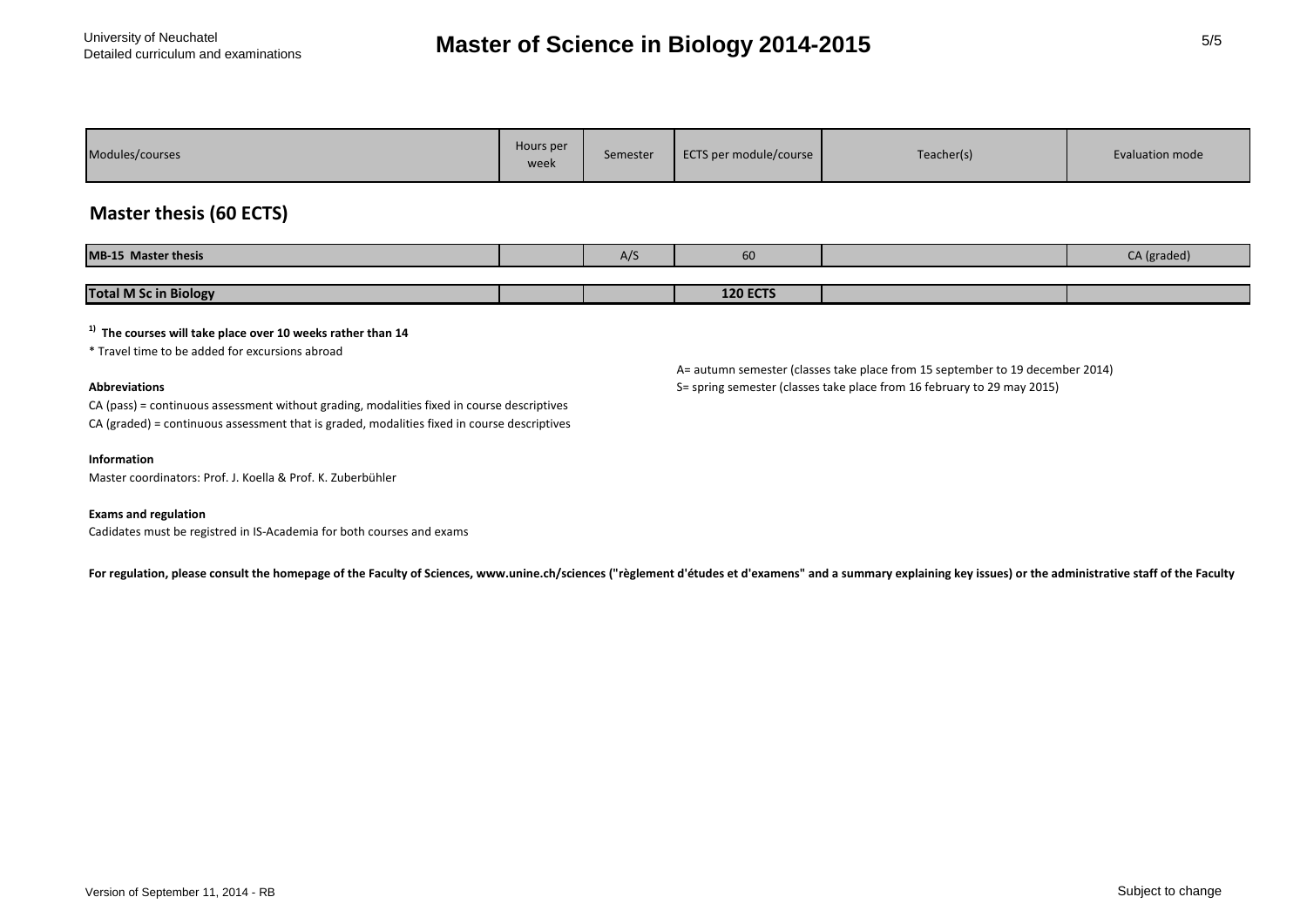| Modules/courses | Hours per week | Semester | ECTS per module/course | Teacher(s) | Evaluation mode |
| --- | --- | --- | --- | --- | --- |

## Master thesis (60 ECTS)

| Modules/courses | Hours per week | Semester | ECTS per module/course | Teacher(s) | Evaluation mode |
| --- | --- | --- | --- | --- | --- |
| **MB-15 Master thesis** | | A/S | 60 | | CA (graded) |
| **Total M Sc in Biology** | | | **120 ECTS** | | |

**1) The courses will take place over 10 weeks rather than 14**

\* Travel time to be added for excursions abroad

A= autumn semester (classes take place from 15 september to 19 december 2014)
S= spring semester (classes take place from 16 february to 29 may 2015)

**Abbreviations**

CA (pass) = continuous assessment without grading, modalities fixed in course descriptives
CA (graded) = continuous assessment that is graded, modalities fixed in course descriptives

**Information**

Master coordinators: Prof. J. Koella & Prof. K. Zuberbühler

**Exams and regulation**

Cadidates must be registred in IS-Academia for both courses and exams

**For regulation, please consult the homepage of the Faculty of Sciences, www.unine.ch/sciences ("règlement d'études et d'examens" and a summary explaining key issues) or the administrative staff of the Faculty**

Version of September 11, 2014 - RB

Subject to change